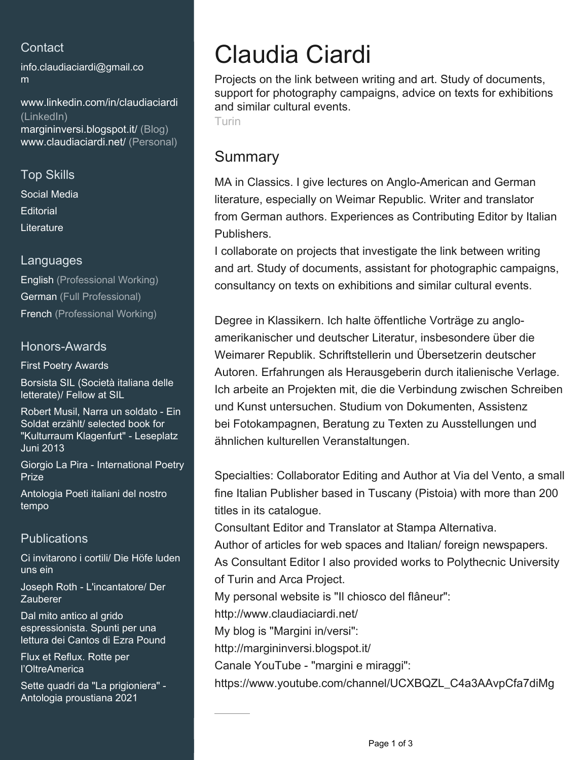## Contact

info.claudiaciardi@gmail.com

www.linkedin.com/in/claudiaciardi (LinkedIn)
margininversi.blogspot.it/ (Blog)
www.claudiaciardi.net/ (Personal)

## Top Skills

Social Media
Editorial
Literature

## Languages

English (Professional Working)
German (Full Professional)
French (Professional Working)

## Honors-Awards

First Poetry Awards

Borsista SIL (Società italiana delle letterate)/ Fellow at SIL

Robert Musil, Narra un soldato - Ein Soldat erzählt/ selected book for "Kulturraum Klagenfurt" - Leseplatz Juni 2013

Giorgio La Pira - International Poetry Prize

Antologia Poeti italiani del nostro tempo

## Publications

Ci invitarono i cortili/ Die Höfe luden uns ein

Joseph Roth - L'incantatore/ Der Zauberer

Dal mito antico al grido espressionista. Spunti per una lettura dei Cantos di Ezra Pound

Flux et Reflux. Rotte per l'OltreAmerica

Sette quadri da "La prigioniera" - Antologia proustiana 2021

# Claudia Ciardi

Projects on the link between writing and art. Study of documents, support for photography campaigns, advice on texts for exhibitions and similar cultural events.

Turin

## Summary

MA in Classics. I give lectures on Anglo-American and German literature, especially on Weimar Republic. Writer and translator from German authors. Experiences as Contributing Editor by Italian Publishers.
I collaborate on projects that investigate the link between writing and art. Study of documents, assistant for photographic campaigns, consultancy on texts on exhibitions and similar cultural events.

Degree in Klassikern. Ich halte öffentliche Vorträge zu anglo-amerikanischer und deutscher Literatur, insbesondere über die Weimarer Republik. Schriftstellerin und Übersetzerin deutscher Autoren. Erfahrungen als Herausgeberin durch italienische Verlage. Ich arbeite an Projekten mit, die die Verbindung zwischen Schreiben und Kunst untersuchen. Studium von Dokumenten, Assistenz bei Fotokampagnen, Beratung zu Texten zu Ausstellungen und ähnlichen kulturellen Veranstaltungen.

Specialties: Collaborator Editing and Author at Via del Vento, a small fine Italian Publisher based in Tuscany (Pistoia) with more than 200 titles in its catalogue.
Consultant Editor and Translator at Stampa Alternativa.
Author of articles for web spaces and Italian/ foreign newspapers.
As Consultant Editor I also provided works to Polythecnic University of Turin and Arca Project.
My personal website is "Il chiosco del flâneur":
http://www.claudiaciardi.net/
My blog is "Margini in/versi":
http://margininversi.blogspot.it/
Canale YouTube - "margini e miraggi":
https://www.youtube.com/channel/UCXBQZL_C4a3AAvpCfa7diMg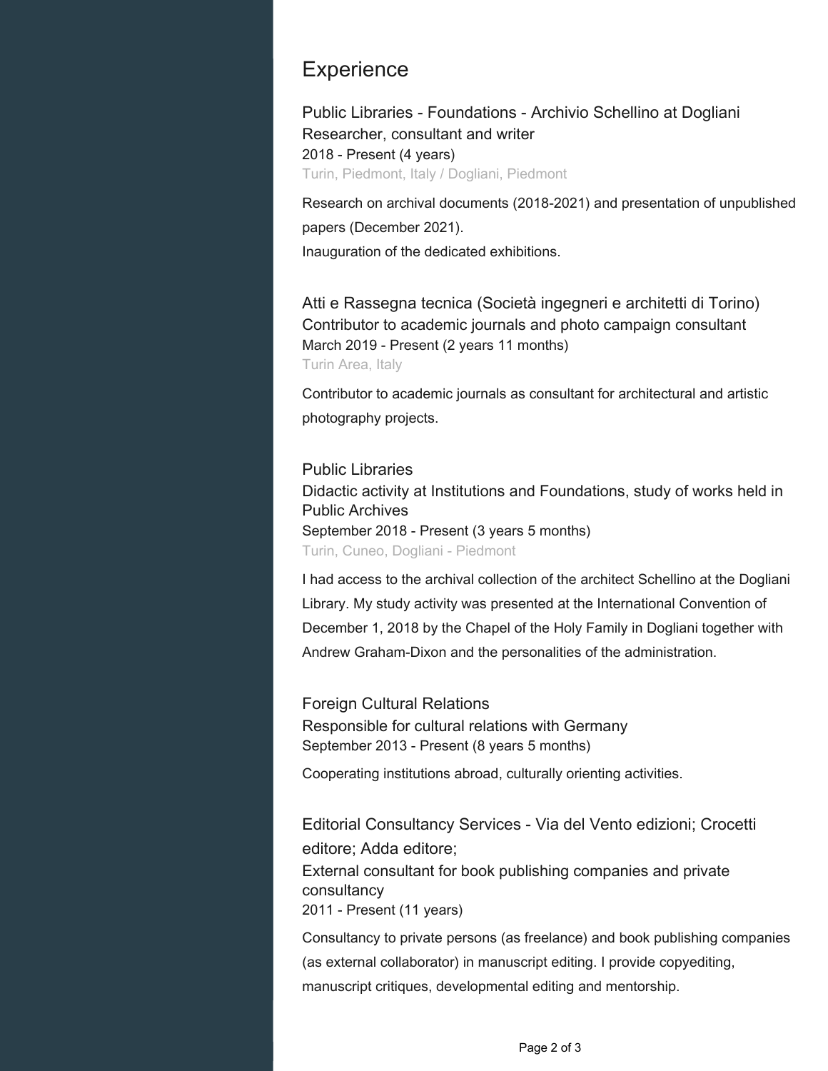## Experience

### Public Libraries - Foundations - Archivio Schellino at Dogliani
Researcher, consultant and writer
2018 - Present (4 years)
Turin, Piedmont, Italy / Dogliani, Piedmont

Research on archival documents (2018-2021) and presentation of unpublished papers (December 2021).
Inauguration of the dedicated exhibitions.

### Atti e Rassegna tecnica (Società ingegneri e architetti di Torino)
Contributor to academic journals and photo campaign consultant
March 2019 - Present (2 years 11 months)
Turin Area, Italy

Contributor to academic journals as consultant for architectural and artistic photography projects.

### Public Libraries
Didactic activity at Institutions and Foundations, study of works held in Public Archives
September 2018 - Present (3 years 5 months)
Turin, Cuneo, Dogliani - Piedmont

I had access to the archival collection of the architect Schellino at the Dogliani Library. My study activity was presented at the International Convention of December 1, 2018 by the Chapel of the Holy Family in Dogliani together with Andrew Graham-Dixon and the personalities of the administration.

### Foreign Cultural Relations
Responsible for cultural relations with Germany
September 2013 - Present (8 years 5 months)

Cooperating institutions abroad, culturally orienting activities.

### Editorial Consultancy Services - Via del Vento edizioni; Crocetti editore; Adda editore;
External consultant for book publishing companies and private consultancy
2011 - Present (11 years)

Consultancy to private persons (as freelance) and book publishing companies (as external collaborator) in manuscript editing. I provide copyediting, manuscript critiques, developmental editing and mentorship.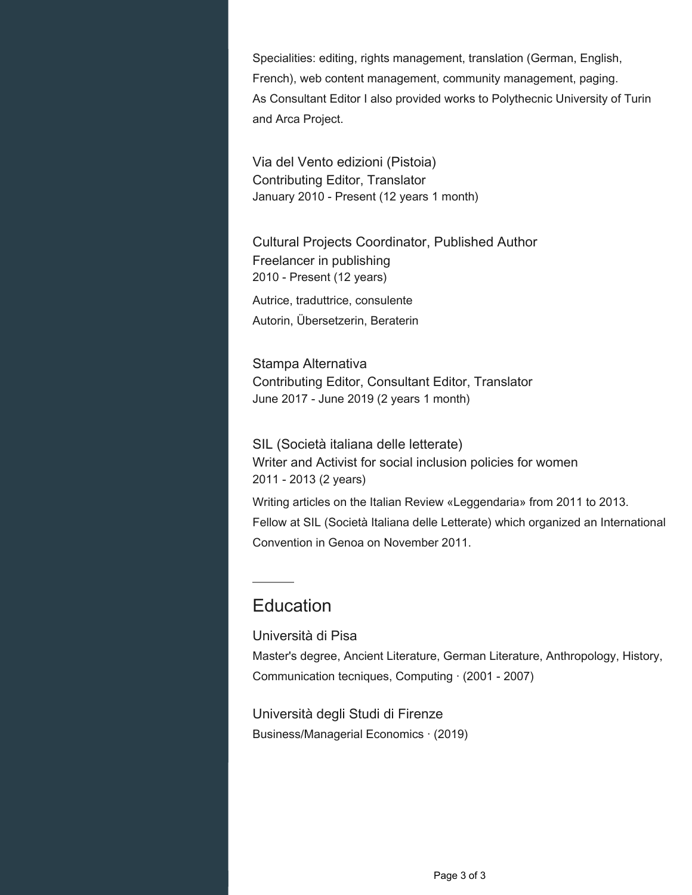Specialities: editing, rights management, translation (German, English, French), web content management, community management, paging.
As Consultant Editor I also provided works to Polythecnic University of Turin and Arca Project.

### Via del Vento edizioni (Pistoia)
Contributing Editor, Translator
January 2010 - Present (12 years 1 month)

### Cultural Projects Coordinator, Published Author
Freelancer in publishing
2010 - Present (12 years)

Autrice, traduttrice, consulente
Autorin, Übersetzerin, Beraterin

### Stampa Alternativa
Contributing Editor, Consultant Editor, Translator
June 2017 - June 2019 (2 years 1 month)

### SIL (Società italiana delle letterate)
Writer and Activist for social inclusion policies for women
2011 - 2013 (2 years)

Writing articles on the Italian Review «Leggendaria» from 2011 to 2013.
Fellow at SIL (Società Italiana delle Letterate) which organized an International Convention in Genoa on November 2011.

## Education

### Università di Pisa
Master's degree, Ancient Literature, German Literature, Anthropology, History, Communication tecniques, Computing · (2001 - 2007)

### Università degli Studi di Firenze
Business/Managerial Economics · (2019)